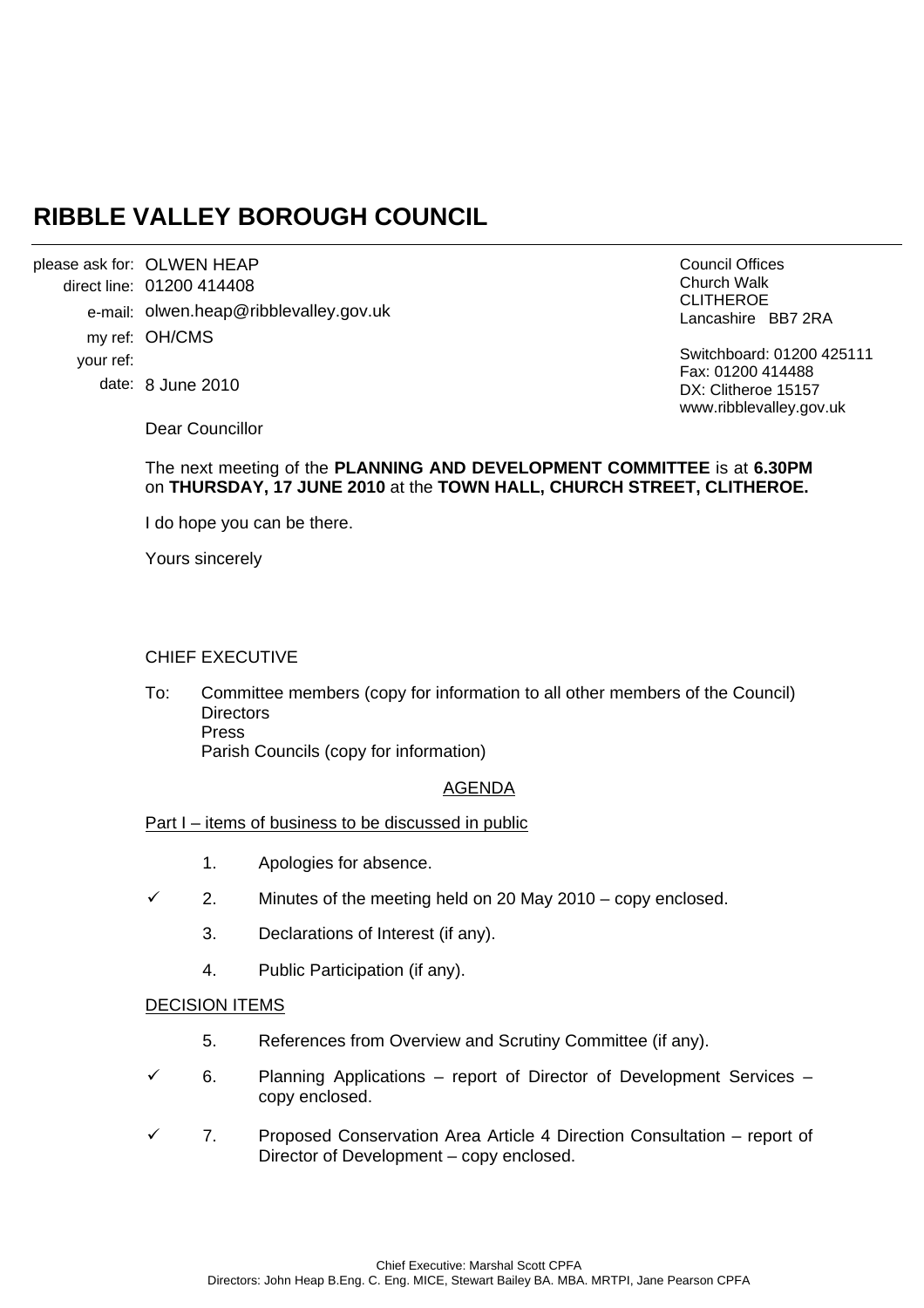# RIBBLE VALLEY BOROUGH COUNCIL

please ask for: OLWEN HEAP
direct line: 01200 414408
e-mail: olwen.heap@ribblevalley.gov.uk
my ref: OH/CMS
your ref:
date: 8 June 2010

Council Offices
Church Walk
CLITHEROE
Lancashire BB7 2RA

Switchboard: 01200 425111
Fax: 01200 414488
DX: Clitheroe 15157
www.ribblevalley.gov.uk

Dear Councillor

The next meeting of the **PLANNING AND DEVELOPMENT COMMITTEE** is at **6.30PM** on **THURSDAY, 17 JUNE 2010** at the **TOWN HALL, CHURCH STREET, CLITHEROE.**

I do hope you can be there.

Yours sincerely

CHIEF EXECUTIVE

To: Committee members (copy for information to all other members of the Council)
Directors
Press
Parish Councils (copy for information)

AGENDA

Part I – items of business to be discussed in public

1. Apologies for absence.

✓ 2. Minutes of the meeting held on 20 May 2010 – copy enclosed.

3. Declarations of Interest (if any).

4. Public Participation (if any).

DECISION ITEMS

5. References from Overview and Scrutiny Committee (if any).

✓ 6. Planning Applications – report of Director of Development Services – copy enclosed.

✓ 7. Proposed Conservation Area Article 4 Direction Consultation – report of Director of Development – copy enclosed.

Chief Executive: Marshal Scott CPFA
Directors: John Heap B.Eng. C. Eng. MICE, Stewart Bailey BA. MBA. MRTPI, Jane Pearson CPFA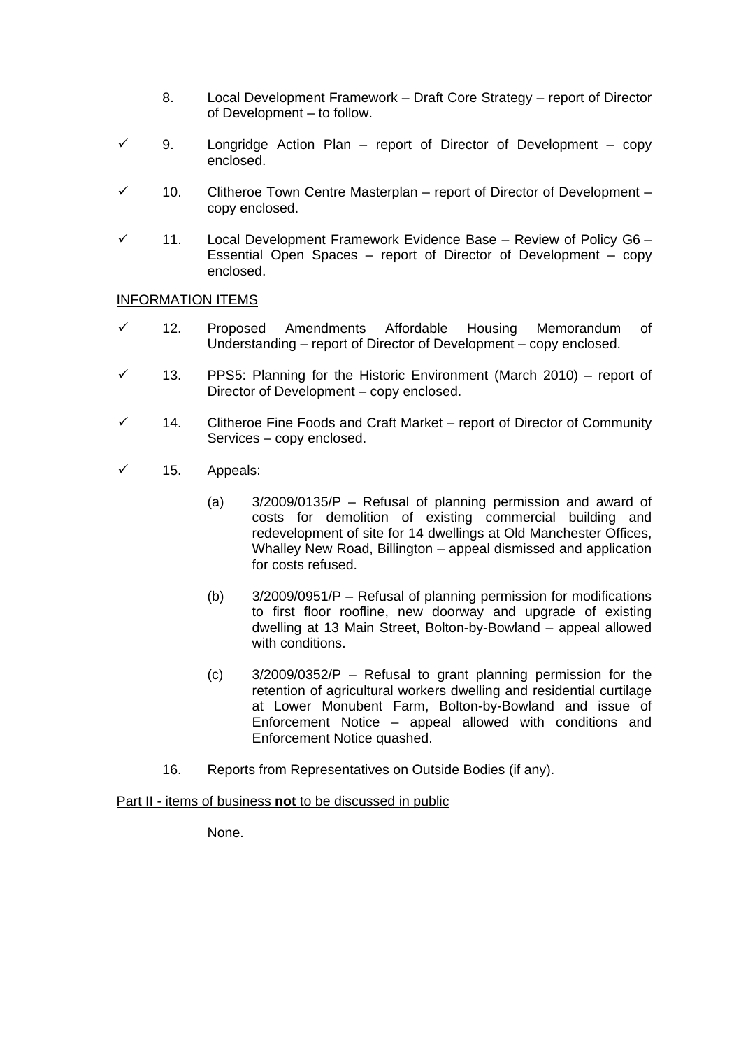8. Local Development Framework – Draft Core Strategy – report of Director of Development – to follow.

✓ 9. Longridge Action Plan – report of Director of Development – copy enclosed.

✓ 10. Clitheroe Town Centre Masterplan – report of Director of Development – copy enclosed.

✓ 11. Local Development Framework Evidence Base – Review of Policy G6 – Essential Open Spaces – report of Director of Development – copy enclosed.

<u>INFORMATION ITEMS</u>

✓ 12. Proposed Amendments Affordable Housing Memorandum of Understanding – report of Director of Development – copy enclosed.

✓ 13. PPS5: Planning for the Historic Environment (March 2010) – report of Director of Development – copy enclosed.

✓ 14. Clitheroe Fine Foods and Craft Market – report of Director of Community Services – copy enclosed.

✓ 15. Appeals:

(a) 3/2009/0135/P – Refusal of planning permission and award of costs for demolition of existing commercial building and redevelopment of site for 14 dwellings at Old Manchester Offices, Whalley New Road, Billington – appeal dismissed and application for costs refused.

(b) 3/2009/0951/P – Refusal of planning permission for modifications to first floor roofline, new doorway and upgrade of existing dwelling at 13 Main Street, Bolton-by-Bowland – appeal allowed with conditions.

(c) 3/2009/0352/P – Refusal to grant planning permission for the retention of agricultural workers dwelling and residential curtilage at Lower Monubent Farm, Bolton-by-Bowland and issue of Enforcement Notice – appeal allowed with conditions and Enforcement Notice quashed.

16. Reports from Representatives on Outside Bodies (if any).

<u>Part II - items of business **not** to be discussed in public</u>

None.